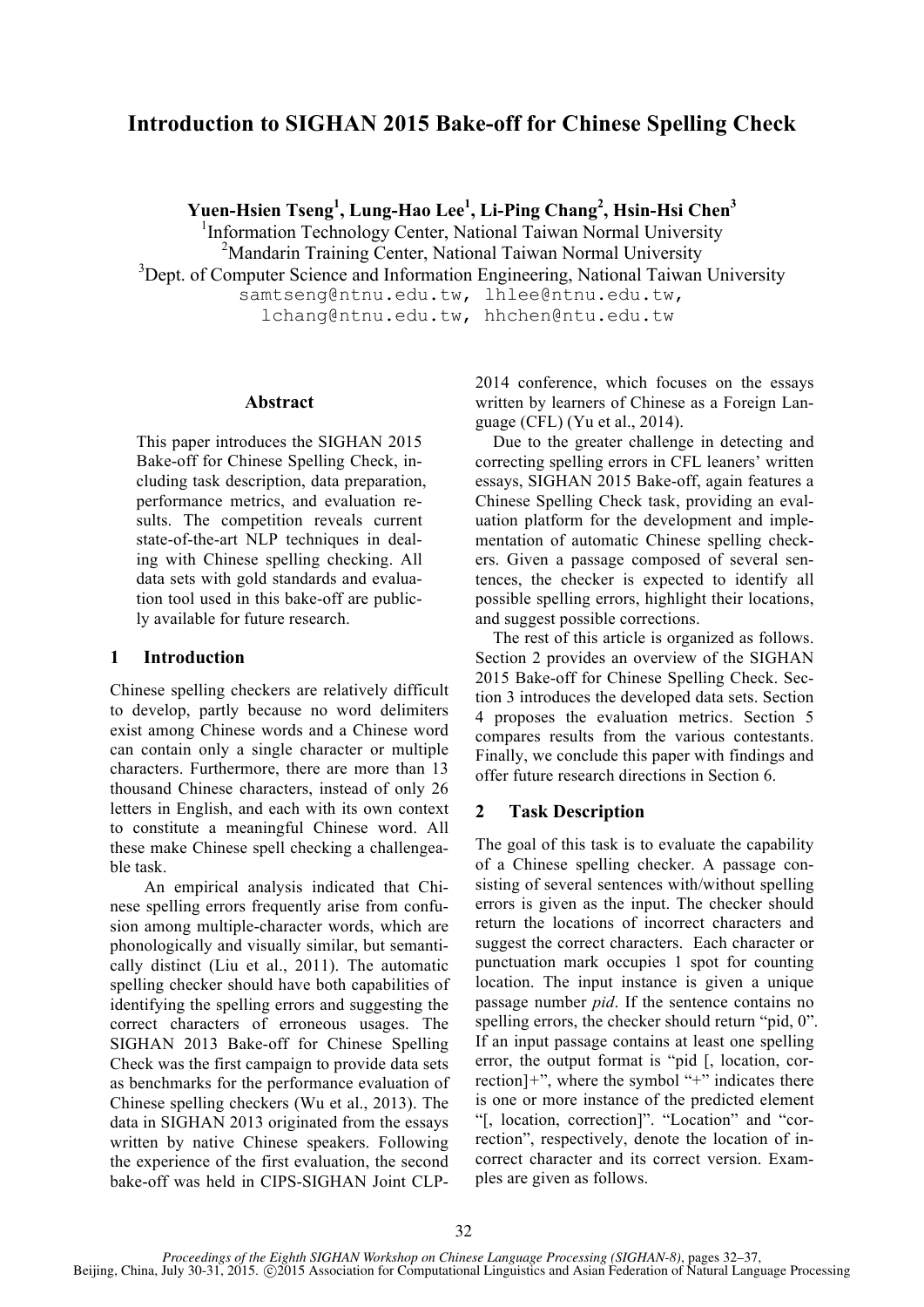# Introduction to SIGHAN 2015 Bake-off for Chinese Spelling Check

**Yuen-Hsien Tseng[1], Lung-Hao Lee[1], Li-Ping Chang[2], Hsin-Hsi Chen[3]**

[1]Information Technology Center, National Taiwan Normal University

[2]Mandarin Training Center, National Taiwan Normal University

[3]Dept. of Computer Science and Information Engineering, National Taiwan University

samtseng@ntnu.edu.tw, lhlee@ntnu.edu.tw, lchang@ntnu.edu.tw, hhchen@ntu.edu.tw

## Abstract

This paper introduces the SIGHAN 2015 Bake-off for Chinese Spelling Check, including task description, data preparation, performance metrics, and evaluation results. The competition reveals current state-of-the-art NLP techniques in dealing with Chinese spelling checking. All data sets with gold standards and evaluation tool used in this bake-off are publicly available for future research.

## 1 Introduction

Chinese spelling checkers are relatively difficult to develop, partly because no word delimiters exist among Chinese words and a Chinese word can contain only a single character or multiple characters. Furthermore, there are more than 13 thousand Chinese characters, instead of only 26 letters in English, and each with its own context to constitute a meaningful Chinese word. All these make Chinese spell checking a challengeable task.

An empirical analysis indicated that Chinese spelling errors frequently arise from confusion among multiple-character words, which are phonologically and visually similar, but semantically distinct (Liu et al., 2011). The automatic spelling checker should have both capabilities of identifying the spelling errors and suggesting the correct characters of erroneous usages. The SIGHAN 2013 Bake-off for Chinese Spelling Check was the first campaign to provide data sets as benchmarks for the performance evaluation of Chinese spelling checkers (Wu et al., 2013). The data in SIGHAN 2013 originated from the essays written by native Chinese speakers. Following the experience of the first evaluation, the second bake-off was held in CIPS-SIGHAN Joint CLP-2014 conference, which focuses on the essays written by learners of Chinese as a Foreign Language (CFL) (Yu et al., 2014).

Due to the greater challenge in detecting and correcting spelling errors in CFL leaners' written essays, SIGHAN 2015 Bake-off, again features a Chinese Spelling Check task, providing an evaluation platform for the development and implementation of automatic Chinese spelling checkers. Given a passage composed of several sentences, the checker is expected to identify all possible spelling errors, highlight their locations, and suggest possible corrections.

The rest of this article is organized as follows. Section 2 provides an overview of the SIGHAN 2015 Bake-off for Chinese Spelling Check. Section 3 introduces the developed data sets. Section 4 proposes the evaluation metrics. Section 5 compares results from the various contestants. Finally, we conclude this paper with findings and offer future research directions in Section 6.

## 2 Task Description

The goal of this task is to evaluate the capability of a Chinese spelling checker. A passage consisting of several sentences with/without spelling errors is given as the input. The checker should return the locations of incorrect characters and suggest the correct characters. Each character or punctuation mark occupies 1 spot for counting location. The input instance is given a unique passage number *pid*. If the sentence contains no spelling errors, the checker should return "pid, 0". If an input passage contains at least one spelling error, the output format is "pid [, location, correction]+", where the symbol "+" indicates there is one or more instance of the predicted element "[, location, correction]". "Location" and "correction", respectively, denote the location of incorrect character and its correct version. Examples are given as follows.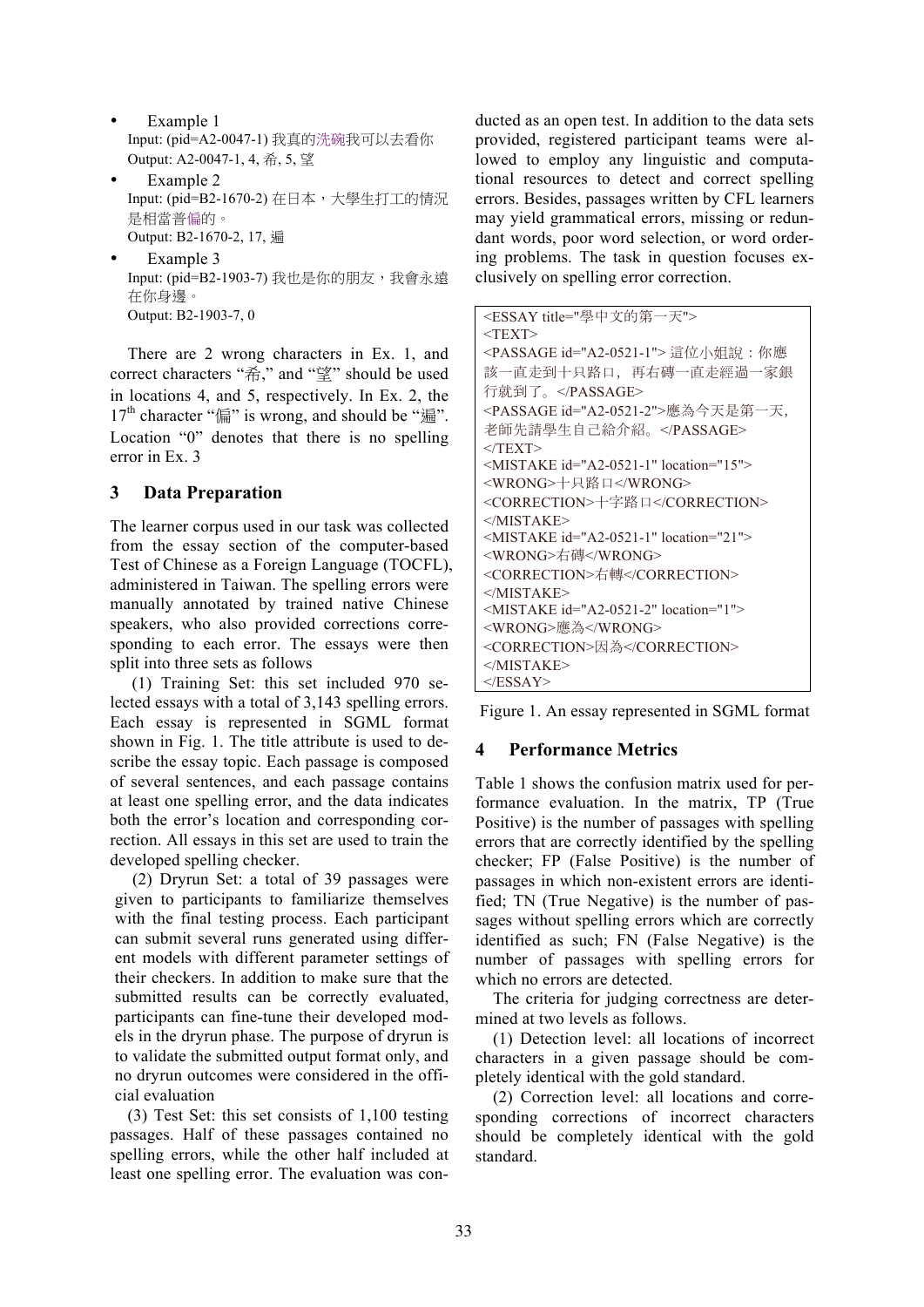- Example 1
  Input: (pid=A2-0047-1) 我真的洗碗我可以去看你
  Output: A2-0047-1, 4, 希, 5, 望
- Example 2
  Input: (pid=B2-1670-2) 在日本，大學生打工的情況是相當普偏的。
  Output: B2-1670-2, 17, 遍
- Example 3
  Input: (pid=B2-1903-7) 我也是你的朋友，我會永遠在你身邊。
  Output: B2-1903-7, 0

There are 2 wrong characters in Ex. 1, and correct characters "希," and "望" should be used in locations 4, and 5, respectively. In Ex. 2, the 17th character "偏" is wrong, and should be "遍". Location "0" denotes that there is no spelling error in Ex. 3

## 3 Data Preparation

The learner corpus used in our task was collected from the essay section of the computer-based Test of Chinese as a Foreign Language (TOCFL), administered in Taiwan. The spelling errors were manually annotated by trained native Chinese speakers, who also provided corrections corresponding to each error. The essays were then split into three sets as follows

(1) Training Set: this set included 970 selected essays with a total of 3,143 spelling errors. Each essay is represented in SGML format shown in Fig. 1. The title attribute is used to describe the essay topic. Each passage is composed of several sentences, and each passage contains at least one spelling error, and the data indicates both the error's location and corresponding correction. All essays in this set are used to train the developed spelling checker.

(2) Dryrun Set: a total of 39 passages were given to participants to familiarize themselves with the final testing process. Each participant can submit several runs generated using different models with different parameter settings of their checkers. In addition to make sure that the submitted results can be correctly evaluated, participants can fine-tune their developed models in the dryrun phase. The purpose of dryrun is to validate the submitted output format only, and no dryrun outcomes were considered in the official evaluation

(3) Test Set: this set consists of 1,100 testing passages. Half of these passages contained no spelling errors, while the other half included at least one spelling error. The evaluation was conducted as an open test. In addition to the data sets provided, registered participant teams were allowed to employ any linguistic and computational resources to detect and correct spelling errors. Besides, passages written by CFL learners may yield grammatical errors, missing or redundant words, poor word selection, or word ordering problems. The task in question focuses exclusively on spelling error correction.

```
<ESSAY title="學中文的第一天">
<TEXT>
<PASSAGE id="A2-0521-1"> 這位小姐說：你應該一直走到十只路口，再右磚一直走經過一家銀行就到了。</PASSAGE>
<PASSAGE id="A2-0521-2">應為今天是第一天，老師先請學生自己給介紹。</PASSAGE>
</TEXT>
<MISTAKE id="A2-0521-1" location="15">
<WRONG>十只路口</WRONG>
<CORRECTION>十字路口</CORRECTION>
</MISTAKE>
<MISTAKE id="A2-0521-1" location="21">
<WRONG>右磚</WRONG>
<CORRECTION>右轉</CORRECTION>
</MISTAKE>
<MISTAKE id="A2-0521-2" location="1">
<WRONG>應為</WRONG>
<CORRECTION>因為</CORRECTION>
</MISTAKE>
</ESSAY>
```

Figure 1. An essay represented in SGML format

## 4 Performance Metrics

Table 1 shows the confusion matrix used for performance evaluation. In the matrix, TP (True Positive) is the number of passages with spelling errors that are correctly identified by the spelling checker; FP (False Positive) is the number of passages in which non-existent errors are identified; TN (True Negative) is the number of passages without spelling errors which are correctly identified as such; FN (False Negative) is the number of passages with spelling errors for which no errors are detected.

The criteria for judging correctness are determined at two levels as follows.

(1) Detection level: all locations of incorrect characters in a given passage should be completely identical with the gold standard.

(2) Correction level: all locations and corresponding corrections of incorrect characters should be completely identical with the gold standard.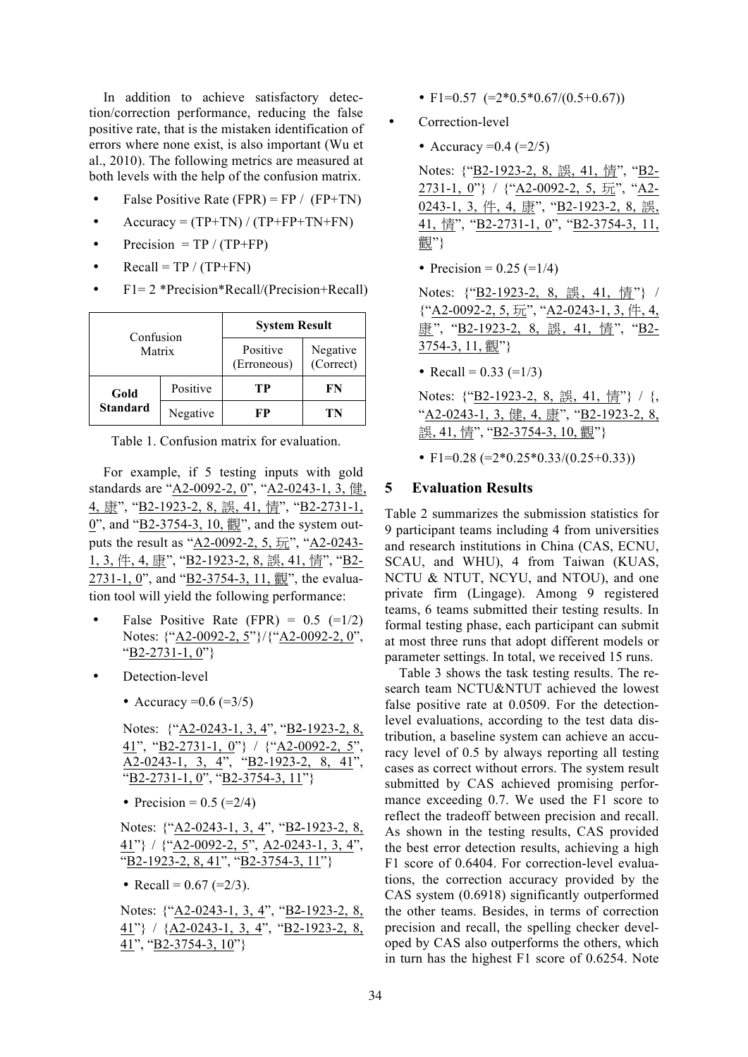In addition to achieve satisfactory detection/correction performance, reducing the false positive rate, that is the mistaken identification of errors where none exist, is also important (Wu et al., 2010). The following metrics are measured at both levels with the help of the confusion matrix.

- False Positive Rate (FPR) = FP / (FP+TN)
- Accuracy = (TP+TN) / (TP+FP+TN+FN)
- Precision = TP / (TP+FP)
- Recall = TP / (TP+FN)
- F1= 2 *Precision*Recall/(Precision+Recall)

| Confusion Matrix | | System Result | |
|---|---|---|---|
| | | Positive (Erroneous) | Negative (Correct) |
| **Gold Standard** | Positive | **TP** | **FN** |
| | Negative | **FP** | **TN** |

Table 1. Confusion matrix for evaluation.

For example, if 5 testing inputs with gold standards are "A2-0092-2, 0", "A2-0243-1, 3, 健, 4, 康", "B2-1923-2, 8, 誤, 41, 情", "B2-2731-1, 0", and "B2-3754-3, 10, 觀", and the system outputs the result as "A2-0092-2, 5, 玩", "A2-0243-1, 3, 件, 4, 康", "B2-1923-2, 8, 誤, 41, 情", "B2-2731-1, 0", and "B2-3754-3, 11, 觀", the evaluation tool will yield the following performance:

- False Positive Rate (FPR) = 0.5 (=1/2) Notes: {"A2-0092-2, 5"}/{"A2-0092-2, 0", "B2-2731-1, 0"}
- Detection-level
  - Accuracy =0.6 (=3/5)

    Notes: {"A2-0243-1, 3, 4", "B2-1923-2, 8, 41", "B2-2731-1, 0"} / {"A2-0092-2, 5", A2-0243-1, 3, 4", "B2-1923-2, 8, 41", "B2-2731-1, 0", "B2-3754-3, 11"}
  - Precision = 0.5 (=2/4)

    Notes: {"A2-0243-1, 3, 4", "B2-1923-2, 8, 41"} / {"A2-0092-2, 5", A2-0243-1, 3, 4", "B2-1923-2, 8, 41", "B2-3754-3, 11"}
  - Recall = 0.67 (=2/3).

    Notes: {"A2-0243-1, 3, 4", "B2-1923-2, 8, 41"} / {A2-0243-1, 3, 4", "B2-1923-2, 8, 41", "B2-3754-3, 10"}
  - F1=0.57 (=2*0.5*0.67/(0.5+0.67))
- Correction-level
  - Accuracy =0.4 (=2/5)

    Notes: {"B2-1923-2, 8, 誤, 41, 情", "B2-2731-1, 0"} / {"A2-0092-2, 5, 玩", "A2-0243-1, 3, 件, 4, 康", "B2-1923-2, 8, 誤, 41, 情", "B2-2731-1, 0", "B2-3754-3, 11, 觀"}
  - Precision = 0.25 (=1/4)

    Notes: {"B2-1923-2, 8, 誤, 41, 情"} / {"A2-0092-2, 5, 玩", "A2-0243-1, 3, 件, 4, 康", "B2-1923-2, 8, 誤, 41, 情", "B2-3754-3, 11, 觀"}
  - Recall = 0.33 (=1/3)

    Notes: {"B2-1923-2, 8, 誤, 41, 情"} / {, "A2-0243-1, 3, 健, 4, 康", "B2-1923-2, 8, 誤, 41, 情", "B2-3754-3, 10, 觀"}
  - F1=0.28 (=2*0.25*0.33/(0.25+0.33))

## 5 Evaluation Results

Table 2 summarizes the submission statistics for 9 participant teams including 4 from universities and research institutions in China (CAS, ECNU, SCAU, and WHU), 4 from Taiwan (KUAS, NCTU & NTUT, NCYU, and NTOU), and one private firm (Lingage). Among 9 registered teams, 6 teams submitted their testing results. In formal testing phase, each participant can submit at most three runs that adopt different models or parameter settings. In total, we received 15 runs.

Table 3 shows the task testing results. The research team NCTU&NTUT achieved the lowest false positive rate at 0.0509. For the detection-level evaluations, according to the test data distribution, a baseline system can achieve an accuracy level of 0.5 by always reporting all testing cases as correct without errors. The system result submitted by CAS achieved promising performance exceeding 0.7. We used the F1 score to reflect the tradeoff between precision and recall. As shown in the testing results, CAS provided the best error detection results, achieving a high F1 score of 0.6404. For correction-level evaluations, the correction accuracy provided by the CAS system (0.6918) significantly outperformed the other teams. Besides, in terms of correction precision and recall, the spelling checker developed by CAS also outperforms the others, which in turn has the highest F1 score of 0.6254. Note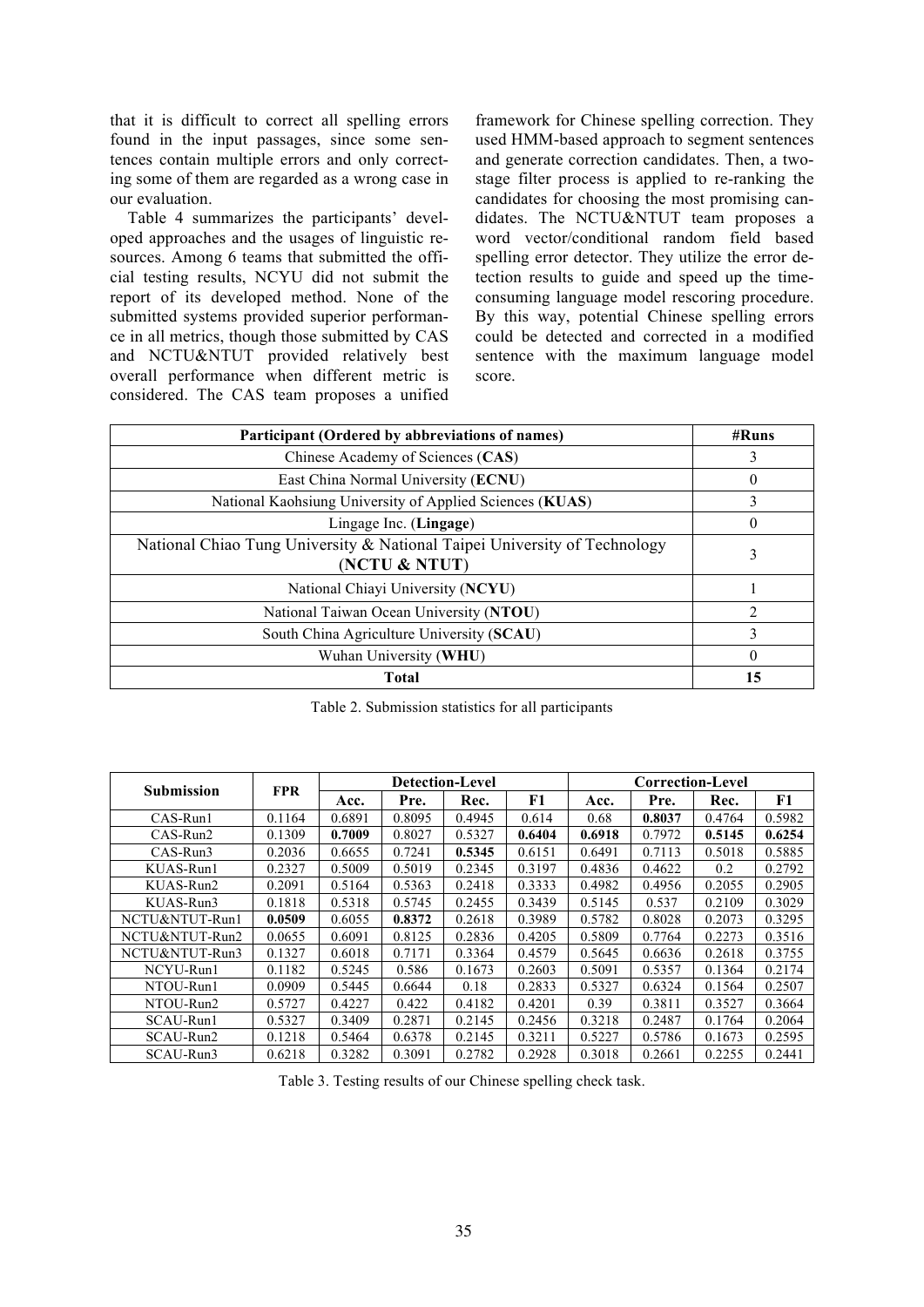that it is difficult to correct all spelling errors found in the input passages, since some sentences contain multiple errors and only correcting some of them are regarded as a wrong case in our evaluation.

Table 4 summarizes the participants' developed approaches and the usages of linguistic resources. Among 6 teams that submitted the official testing results, NCYU did not submit the report of its developed method. None of the submitted systems provided superior performance in all metrics, though those submitted by CAS and NCTU&NTUT provided relatively best overall performance when different metric is considered. The CAS team proposes a unified framework for Chinese spelling correction. They used HMM-based approach to segment sentences and generate correction candidates. Then, a two-stage filter process is applied to re-ranking the candidates for choosing the most promising candidates. The NCTU&NTUT team proposes a word vector/conditional random field based spelling error detector. They utilize the error detection results to guide and speed up the time-consuming language model rescoring procedure. By this way, potential Chinese spelling errors could be detected and corrected in a modified sentence with the maximum language model score.

| **Participant (Ordered by abbreviations of names)** | **#Runs** |
|---|---|
| Chinese Academy of Sciences (**CAS**) | 3 |
| East China Normal University (**ECNU**) | 0 |
| National Kaohsiung University of Applied Sciences (**KUAS**) | 3 |
| Lingage Inc. (**Lingage**) | 0 |
| National Chiao Tung University & National Taipei University of Technology (**NCTU & NTUT**) | 3 |
| National Chiayi University (**NCYU**) | 1 |
| National Taiwan Ocean University (**NTOU**) | 2 |
| South China Agriculture University (**SCAU**) | 3 |
| Wuhan University (**WHU**) | 0 |
| **Total** | **15** |

Table 2. Submission statistics for all participants

| **Submission** | **FPR** | **Detection-Level** | | | | **Correction-Level** | | | |
|---|---|---|---|---|---|---|---|---|---|
| | | **Acc.** | **Pre.** | **Rec.** | **F1** | **Acc.** | **Pre.** | **Rec.** | **F1** |
| CAS-Run1 | 0.1164 | 0.6891 | 0.8095 | 0.4945 | 0.614 | 0.68 | **0.8037** | 0.4764 | 0.5982 |
| CAS-Run2 | 0.1309 | **0.7009** | 0.8027 | 0.5327 | **0.6404** | **0.6918** | 0.7972 | **0.5145** | **0.6254** |
| CAS-Run3 | 0.2036 | 0.6655 | 0.7241 | **0.5345** | 0.6151 | 0.6491 | 0.7113 | 0.5018 | 0.5885 |
| KUAS-Run1 | 0.2327 | 0.5009 | 0.5019 | 0.2345 | 0.3197 | 0.4836 | 0.4622 | 0.2 | 0.2792 |
| KUAS-Run2 | 0.2091 | 0.5164 | 0.5363 | 0.2418 | 0.3333 | 0.4982 | 0.4956 | 0.2055 | 0.2905 |
| KUAS-Run3 | 0.1818 | 0.5318 | 0.5745 | 0.2455 | 0.3439 | 0.5145 | 0.537 | 0.2109 | 0.3029 |
| NCTU&NTUT-Run1 | **0.0509** | 0.6055 | **0.8372** | 0.2618 | 0.3989 | 0.5782 | 0.8028 | 0.2073 | 0.3295 |
| NCTU&NTUT-Run2 | 0.0655 | 0.6091 | 0.8125 | 0.2836 | 0.4205 | 0.5809 | 0.7764 | 0.2273 | 0.3516 |
| NCTU&NTUT-Run3 | 0.1327 | 0.6018 | 0.7171 | 0.3364 | 0.4579 | 0.5645 | 0.6636 | 0.2618 | 0.3755 |
| NCYU-Run1 | 0.1182 | 0.5245 | 0.586 | 0.1673 | 0.2603 | 0.5091 | 0.5357 | 0.1364 | 0.2174 |
| NTOU-Run1 | 0.0909 | 0.5445 | 0.6644 | 0.18 | 0.2833 | 0.5327 | 0.6324 | 0.1564 | 0.2507 |
| NTOU-Run2 | 0.5727 | 0.4227 | 0.422 | 0.4182 | 0.4201 | 0.39 | 0.3811 | 0.3527 | 0.3664 |
| SCAU-Run1 | 0.5327 | 0.3409 | 0.2871 | 0.2145 | 0.2456 | 0.3218 | 0.2487 | 0.1764 | 0.2064 |
| SCAU-Run2 | 0.1218 | 0.5464 | 0.6378 | 0.2145 | 0.3211 | 0.5227 | 0.5786 | 0.1673 | 0.2595 |
| SCAU-Run3 | 0.6218 | 0.3282 | 0.3091 | 0.2782 | 0.2928 | 0.3018 | 0.2661 | 0.2255 | 0.2441 |

Table 3. Testing results of our Chinese spelling check task.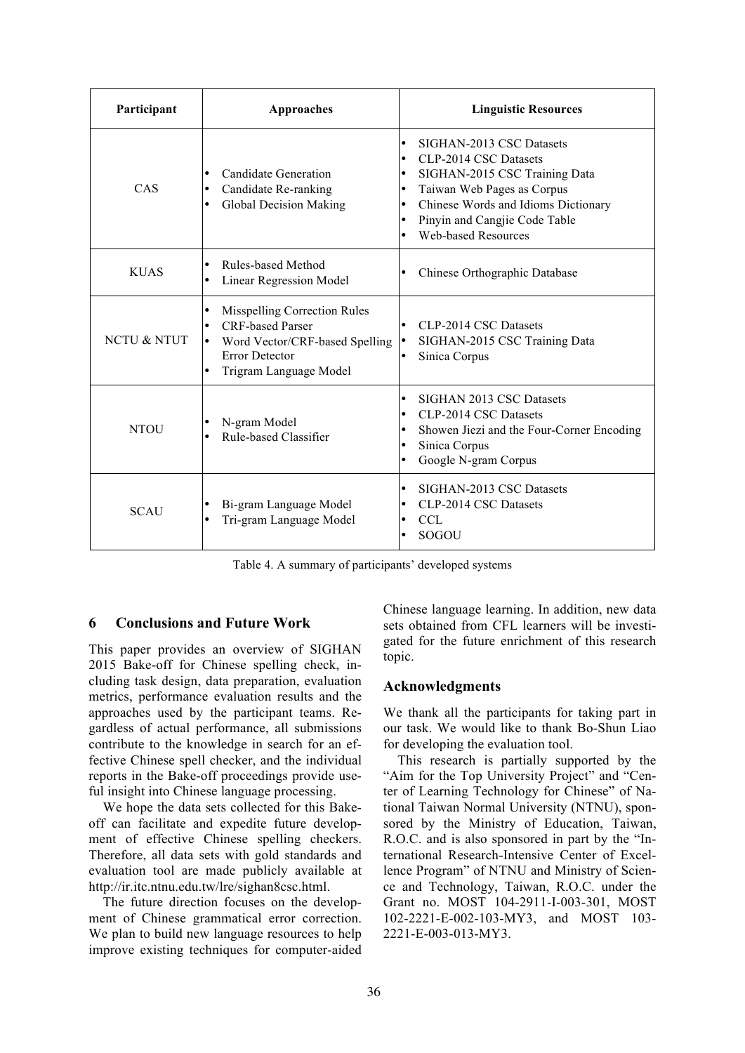| Participant | Approaches | Linguistic Resources |
|---|---|---|
| CAS | • Candidate Generation<br>• Candidate Re-ranking<br>• Global Decision Making | • SIGHAN-2013 CSC Datasets<br>• CLP-2014 CSC Datasets<br>• SIGHAN-2015 CSC Training Data<br>• Taiwan Web Pages as Corpus<br>• Chinese Words and Idioms Dictionary<br>• Pinyin and Cangjie Code Table<br>• Web-based Resources |
| KUAS | • Rules-based Method<br>• Linear Regression Model | • Chinese Orthographic Database |
| NCTU & NTUT | • Misspelling Correction Rules<br>• CRF-based Parser<br>• Word Vector/CRF-based Spelling Error Detector<br>• Trigram Language Model | • CLP-2014 CSC Datasets<br>• SIGHAN-2015 CSC Training Data<br>• Sinica Corpus |
| NTOU | • N-gram Model<br>• Rule-based Classifier | • SIGHAN 2013 CSC Datasets<br>• CLP-2014 CSC Datasets<br>• Showen Jiezi and the Four-Corner Encoding<br>• Sinica Corpus<br>• Google N-gram Corpus |
| SCAU | • Bi-gram Language Model<br>• Tri-gram Language Model | • SIGHAN-2013 CSC Datasets<br>• CLP-2014 CSC Datasets<br>• CCL<br>• SOGOU |

Table 4. A summary of participants' developed systems

## 6 Conclusions and Future Work

This paper provides an overview of SIGHAN 2015 Bake-off for Chinese spelling check, including task design, data preparation, evaluation metrics, performance evaluation results and the approaches used by the participant teams. Regardless of actual performance, all submissions contribute to the knowledge in search for an effective Chinese spell checker, and the individual reports in the Bake-off proceedings provide useful insight into Chinese language processing.

We hope the data sets collected for this Bake-off can facilitate and expedite future development of effective Chinese spelling checkers. Therefore, all data sets with gold standards and evaluation tool are made publicly available at http://ir.itc.ntnu.edu.tw/lre/sighan8csc.html.

The future direction focuses on the development of Chinese grammatical error correction. We plan to build new language resources to help improve existing techniques for computer-aided Chinese language learning. In addition, new data sets obtained from CFL learners will be investigated for the future enrichment of this research topic.

## Acknowledgments

We thank all the participants for taking part in our task. We would like to thank Bo-Shun Liao for developing the evaluation tool.

This research is partially supported by the "Aim for the Top University Project" and "Center of Learning Technology for Chinese" of National Taiwan Normal University (NTNU), sponsored by the Ministry of Education, Taiwan, R.O.C. and is also sponsored in part by the "International Research-Intensive Center of Excellence Program" of NTNU and Ministry of Science and Technology, Taiwan, R.O.C. under the Grant no. MOST 104-2911-I-003-301, MOST 102-2221-E-002-103-MY3, and MOST 103-2221-E-003-013-MY3.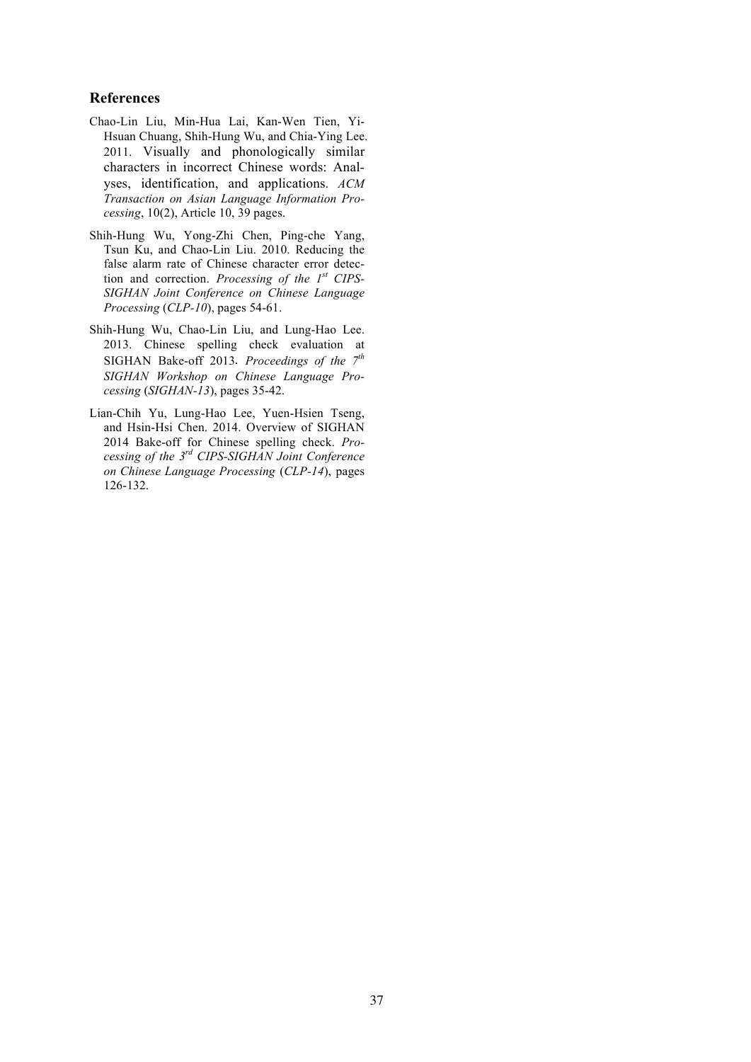## References

Chao-Lin Liu, Min-Hua Lai, Kan-Wen Tien, Yi-Hsuan Chuang, Shih-Hung Wu, and Chia-Ying Lee. 2011. Visually and phonologically similar characters in incorrect Chinese words: Analyses, identification, and applications. *ACM Transaction on Asian Language Information Processing*, 10(2), Article 10, 39 pages.

Shih-Hung Wu, Yong-Zhi Chen, Ping-che Yang, Tsun Ku, and Chao-Lin Liu. 2010. Reducing the false alarm rate of Chinese character error detection and correction. *Processing of the 1st CIPS-SIGHAN Joint Conference on Chinese Language Processing* (*CLP-10*), pages 54-61.

Shih-Hung Wu, Chao-Lin Liu, and Lung-Hao Lee. 2013. Chinese spelling check evaluation at SIGHAN Bake-off 2013. *Proceedings of the 7th SIGHAN Workshop on Chinese Language Processing* (*SIGHAN-13*), pages 35-42.

Lian-Chih Yu, Lung-Hao Lee, Yuen-Hsien Tseng, and Hsin-Hsi Chen. 2014. Overview of SIGHAN 2014 Bake-off for Chinese spelling check. *Processing of the 3rd CIPS-SIGHAN Joint Conference on Chinese Language Processing* (*CLP-14*), pages 126-132.